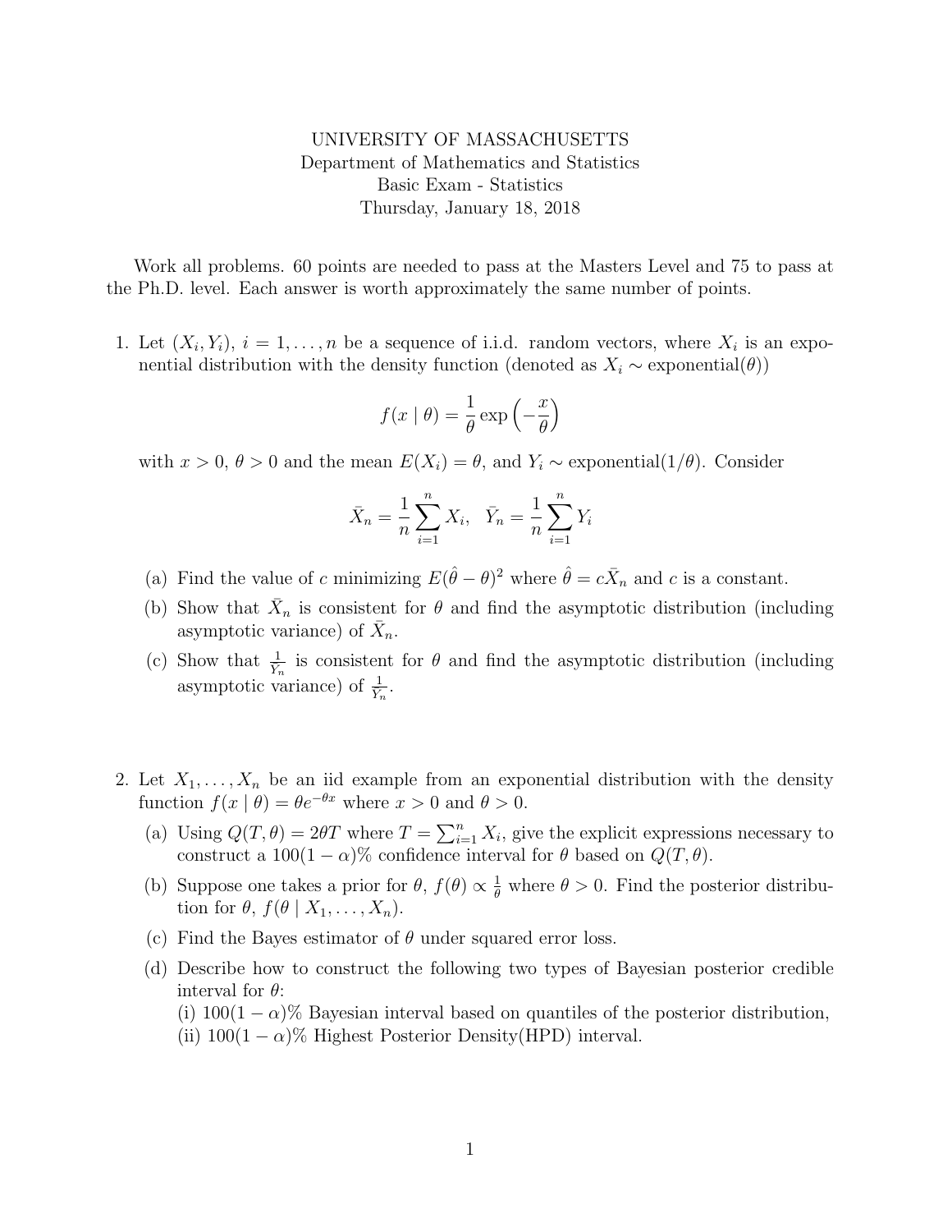UNIVERSITY OF MASSACHUSETTS
Department of Mathematics and Statistics
Basic Exam - Statistics
Thursday, January 18, 2018

Work all problems. 60 points are needed to pass at the Masters Level and 75 to pass at the Ph.D. level. Each answer is worth approximately the same number of points.

1. Let $(X_i, Y_i)$, $i = 1, \ldots, n$ be a sequence of i.i.d. random vectors, where $X_i$ is an exponential distribution with the density function (denoted as $X_i \sim \text{exponential}(\theta)$)

$$f(x \mid \theta) = \frac{1}{\theta} \exp\left(-\frac{x}{\theta}\right)$$

   with $x > 0$, $\theta > 0$ and the mean $E(X_i) = \theta$, and $Y_i \sim \text{exponential}(1/\theta)$. Consider

$$\bar{X}_n = \frac{1}{n}\sum_{i=1}^{n} X_i, \quad \bar{Y}_n = \frac{1}{n}\sum_{i=1}^{n} Y_i$$

   (a) Find the value of $c$ minimizing $E(\hat{\theta} - \theta)^2$ where $\hat{\theta} = c\bar{X}_n$ and $c$ is a constant.

   (b) Show that $\bar{X}_n$ is consistent for $\theta$ and find the asymptotic distribution (including asymptotic variance) of $\bar{X}_n$.

   (c) Show that $\frac{1}{\bar{Y}_n}$ is consistent for $\theta$ and find the asymptotic distribution (including asymptotic variance) of $\frac{1}{\bar{Y}_n}$.

2. Let $X_1, \ldots, X_n$ be an iid example from an exponential distribution with the density function $f(x \mid \theta) = \theta e^{-\theta x}$ where $x > 0$ and $\theta > 0$.

   (a) Using $Q(T, \theta) = 2\theta T$ where $T = \sum_{i=1}^{n} X_i$, give the explicit expressions necessary to construct a $100(1-\alpha)\%$ confidence interval for $\theta$ based on $Q(T, \theta)$.

   (b) Suppose one takes a prior for $\theta$, $f(\theta) \propto \frac{1}{\theta}$ where $\theta > 0$. Find the posterior distribution for $\theta$, $f(\theta \mid X_1, \ldots, X_n)$.

   (c) Find the Bayes estimator of $\theta$ under squared error loss.

   (d) Describe how to construct the following two types of Bayesian posterior credible interval for $\theta$:
   (i) $100(1-\alpha)\%$ Bayesian interval based on quantiles of the posterior distribution,
   (ii) $100(1-\alpha)\%$ Highest Posterior Density(HPD) interval.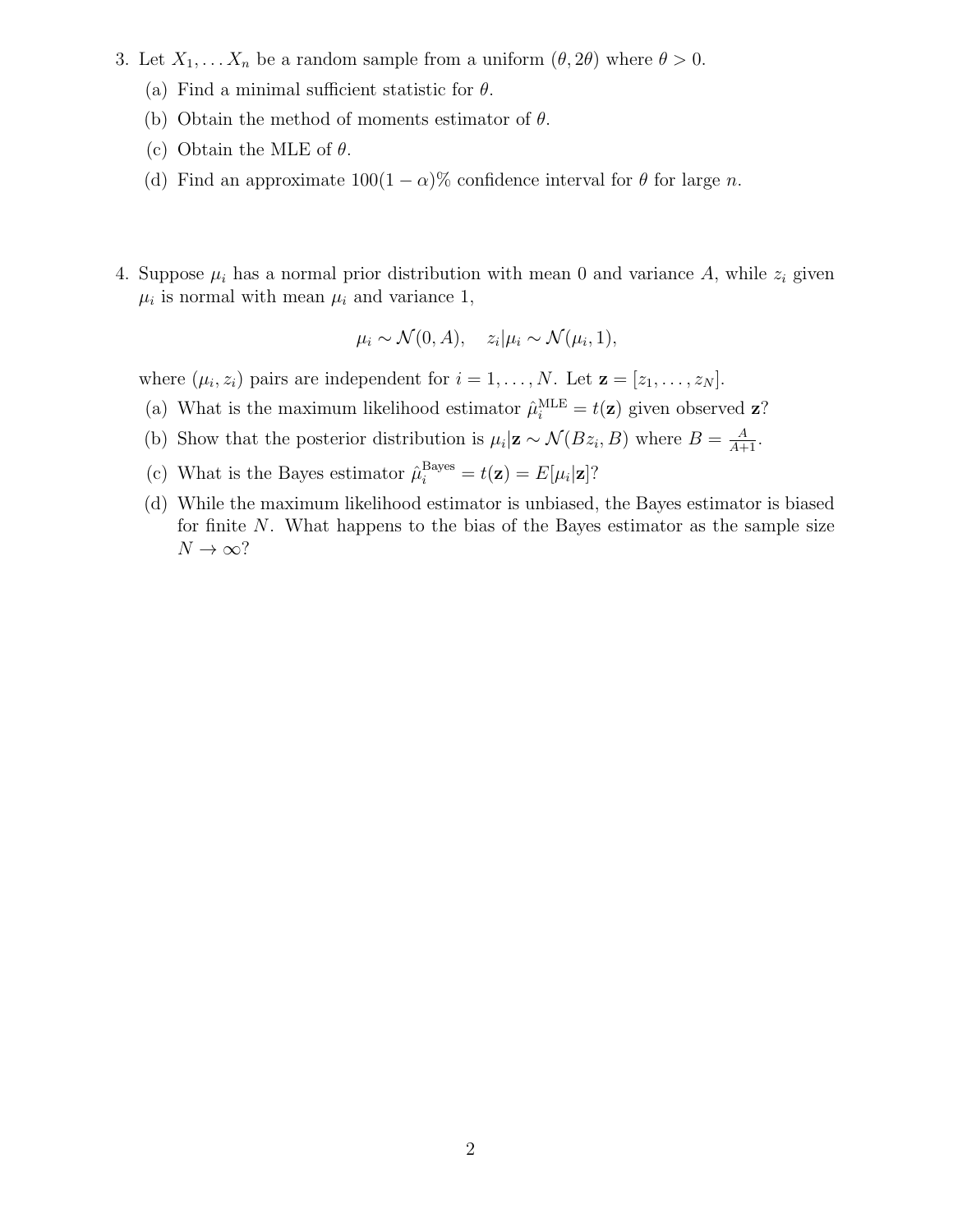3. Let $X_1, \ldots X_n$ be a random sample from a uniform $(\theta, 2\theta)$ where $\theta > 0$.

   (a) Find a minimal sufficient statistic for $\theta$.

   (b) Obtain the method of moments estimator of $\theta$.

   (c) Obtain the MLE of $\theta$.

   (d) Find an approximate $100(1-\alpha)\%$ confidence interval for $\theta$ for large $n$.

4. Suppose $\mu_i$ has a normal prior distribution with mean 0 and variance $A$, while $z_i$ given $\mu_i$ is normal with mean $\mu_i$ and variance 1,

$$\mu_i \sim \mathcal{N}(0, A), \quad z_i | \mu_i \sim \mathcal{N}(\mu_i, 1),$$

   where $(\mu_i, z_i)$ pairs are independent for $i = 1, \ldots, N$. Let $\mathbf{z} = [z_1, \ldots, z_N]$.

   (a) What is the maximum likelihood estimator $\hat{\mu}_i^{\text{MLE}} = t(\mathbf{z})$ given observed $\mathbf{z}$?

   (b) Show that the posterior distribution is $\mu_i | \mathbf{z} \sim \mathcal{N}(Bz_i, B)$ where $B = \frac{A}{A+1}$.

   (c) What is the Bayes estimator $\hat{\mu}_i^{\text{Bayes}} = t(\mathbf{z}) = E[\mu_i | \mathbf{z}]$?

   (d) While the maximum likelihood estimator is unbiased, the Bayes estimator is biased for finite $N$. What happens to the bias of the Bayes estimator as the sample size $N \to \infty$?